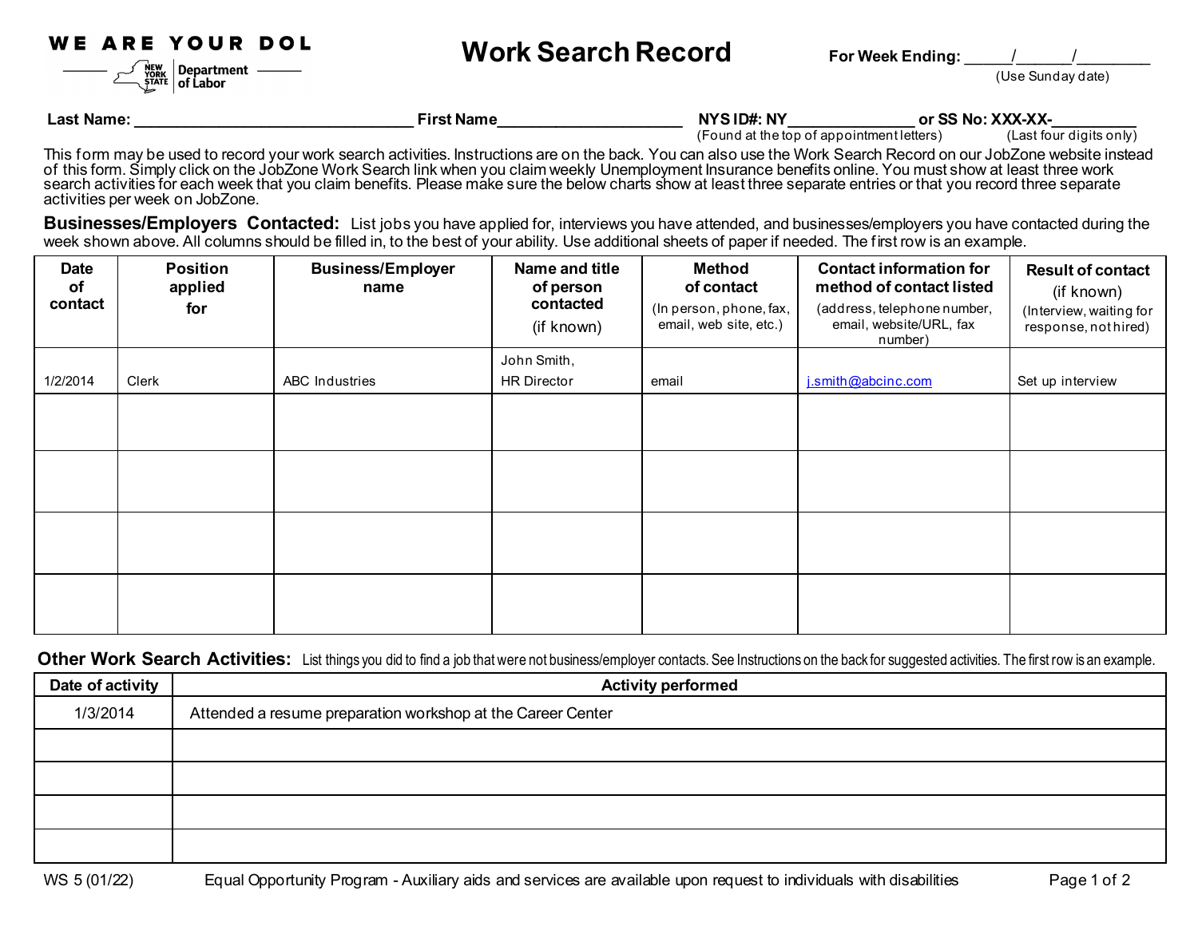WE ARE YOUR DOL

NEW YORK STATE | Department of Labor

# Work Search Record

**For Week Ending:** _____/______/________
(Use Sunday date)

**Last Name:** ________________________________ **First Name**_____________________ **NYS ID#: NY**_______________ **or SS No: XXX-XX-**__________
(Found at the top of appointment letters) (Last four digits only)

This form may be used to record your work search activities. Instructions are on the back. You can also use the Work Search Record on our JobZone website instead of this form. Simply click on the JobZone Work Search link when you claim weekly Unemployment Insurance benefits online. You must show at least three work search activities for each week that you claim benefits. Please make sure the below charts show at least three separate entries or that you record three separate activities per week on JobZone.

**Businesses/Employers Contacted:** List jobs you have applied for, interviews you have attended, and businesses/employers you have contacted during the week shown above. All columns should be filled in, to the best of your ability. Use additional sheets of paper if needed. The first row is an example.

| Date of contact | Position applied for | Business/Employer name | Name and title of person contacted (if known) | Method of contact (In person, phone, fax, email, web site, etc.) | Contact information for method of contact listed (address, telephone number, email, website/URL, fax number) | Result of contact (if known) (Interview, waiting for response, not hired) |
|---|---|---|---|---|---|---|
| 1/2/2014 | Clerk | ABC Industries | John Smith, HR Director | email | j.smith@abcinc.com | Set up interview |
| | | | | | | |
| | | | | | | |
| | | | | | | |
| | | | | | | |

**Other Work Search Activities:** List things you did to find a job that were not business/employer contacts. See Instructions on the back for suggested activities. The first row is an example.

| Date of activity | Activity performed |
|---|---|
| 1/3/2014 | Attended a resume preparation workshop at the Career Center |
| | |
| | |
| | |
| | |

WS 5 (01/22) Equal Opportunity Program - Auxiliary aids and services are available upon request to individuals with disabilities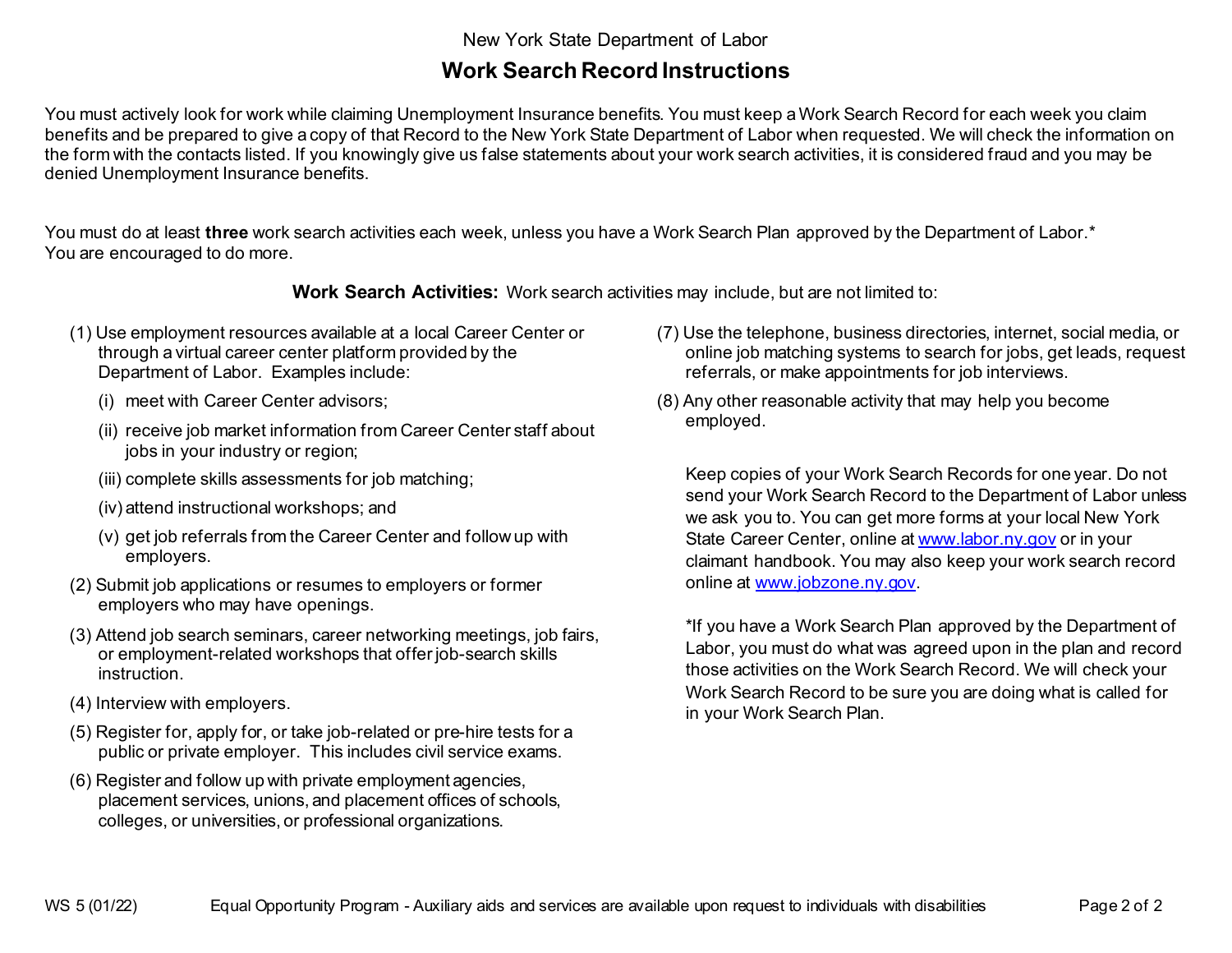New York State Department of Labor

# Work Search Record Instructions

You must actively look for work while claiming Unemployment Insurance benefits. You must keep a Work Search Record for each week you claim benefits and be prepared to give a copy of that Record to the New York State Department of Labor when requested. We will check the information on the form with the contacts listed. If you knowingly give us false statements about your work search activities, it is considered fraud and you may be denied Unemployment Insurance benefits.

You must do at least **three** work search activities each week, unless you have a Work Search Plan approved by the Department of Labor.*
You are encouraged to do more.

**Work Search Activities:** Work search activities may include, but are not limited to:

(1) Use employment resources available at a local Career Center or through a virtual career center platform provided by the Department of Labor. Examples include:

- (i) meet with Career Center advisors;
- (ii) receive job market information from Career Center staff about jobs in your industry or region;
- (iii) complete skills assessments for job matching;
- (iv) attend instructional workshops; and
- (v) get job referrals from the Career Center and follow up with employers.

(2) Submit job applications or resumes to employers or former employers who may have openings.

(3) Attend job search seminars, career networking meetings, job fairs, or employment-related workshops that offer job-search skills instruction.

(4) Interview with employers.

(5) Register for, apply for, or take job-related or pre-hire tests for a public or private employer. This includes civil service exams.

(6) Register and follow up with private employment agencies, placement services, unions, and placement offices of schools, colleges, or universities, or professional organizations.

(7) Use the telephone, business directories, internet, social media, or online job matching systems to search for jobs, get leads, request referrals, or make appointments for job interviews.

(8) Any other reasonable activity that may help you become employed.

Keep copies of your Work Search Records for one year. Do not send your Work Search Record to the Department of Labor unless we ask you to. You can get more forms at your local New York State Career Center, online at www.labor.ny.gov or in your claimant handbook. You may also keep your work search record online at www.jobzone.ny.gov.

*If you have a Work Search Plan approved by the Department of Labor, you must do what was agreed upon in the plan and record those activities on the Work Search Record. We will check your Work Search Record to be sure you are doing what is called for in your Work Search Plan.

WS 5 (01/22) Equal Opportunity Program - Auxiliary aids and services are available upon request to individuals with disabilities